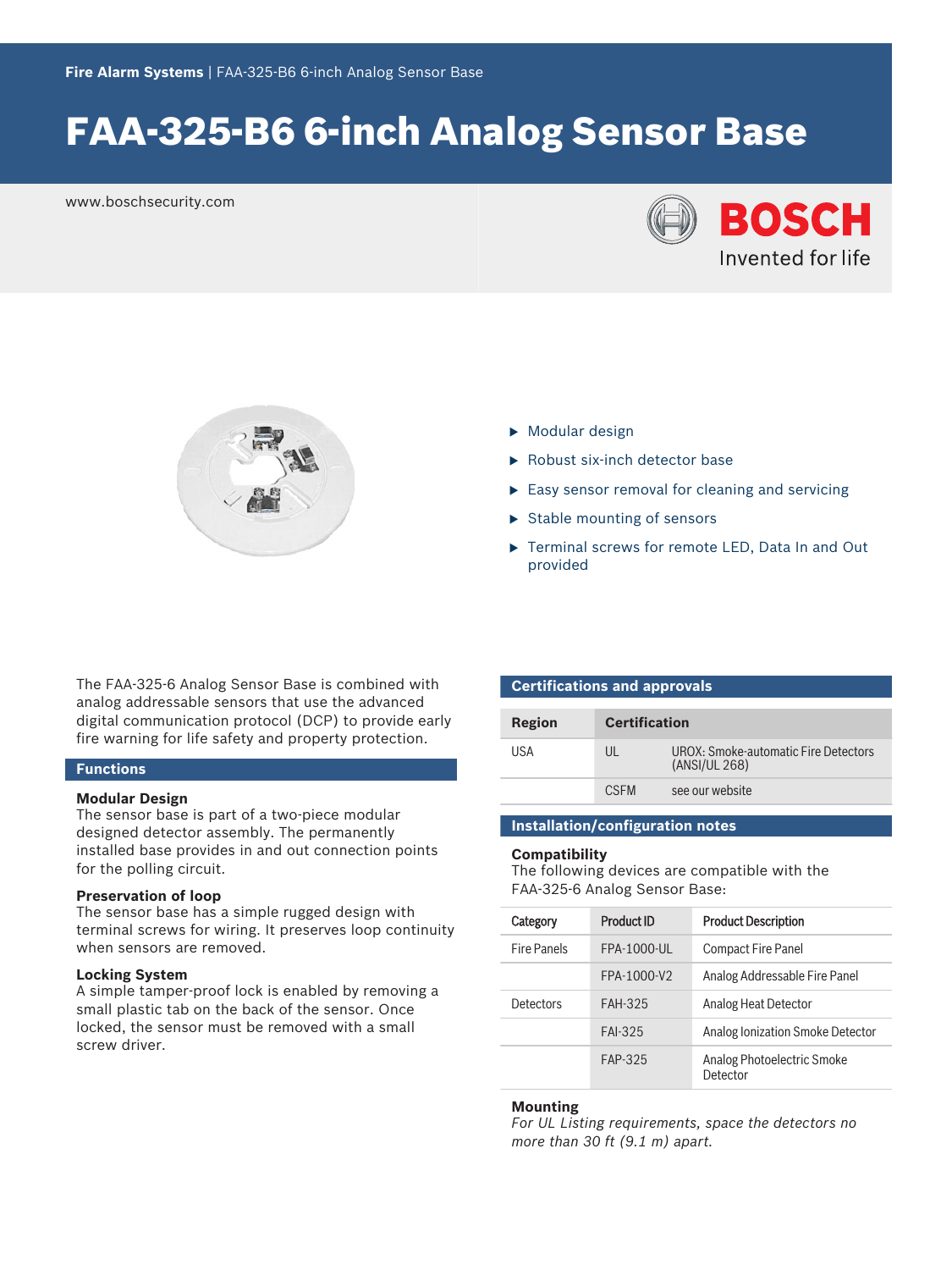**Fire Alarm Systems** | FAA-325-B6 6-inch Analog Sensor Base

# FAA-325-B6 6-inch Analog Sensor Base

www.boschsecurity.com

BOSCH
Invented for life

- Modular design
- Robust six-inch detector base
- Easy sensor removal for cleaning and servicing
- Stable mounting of sensors
- Terminal screws for remote LED, Data In and Out provided

The FAA-325-6 Analog Sensor Base is combined with analog addressable sensors that use the advanced digital communication protocol (DCP) to provide early fire warning for life safety and property protection.

## Functions

### Modular Design

The sensor base is part of a two-piece modular designed detector assembly. The permanently installed base provides in and out connection points for the polling circuit.

### Preservation of loop

The sensor base has a simple rugged design with terminal screws for wiring. It preserves loop continuity when sensors are removed.

### Locking System

A simple tamper-proof lock is enabled by removing a small plastic tab on the back of the sensor. Once locked, the sensor must be removed with a small screw driver.

## Certifications and approvals

| Region | Certification | |
|---|---|---|
| USA | UL | UROX: Smoke-automatic Fire Detectors (ANSI/UL 268) |
| | CSFM | see our website |

## Installation/configuration notes

### Compatibility

The following devices are compatible with the FAA-325-6 Analog Sensor Base:

| Category | Product ID | Product Description |
|---|---|---|
| Fire Panels | FPA-1000-UL | Compact Fire Panel |
| | FPA-1000-V2 | Analog Addressable Fire Panel |
| Detectors | FAH-325 | Analog Heat Detector |
| | FAI-325 | Analog Ionization Smoke Detector |
| | FAP-325 | Analog Photoelectric Smoke Detector |

### Mounting

*For UL Listing requirements, space the detectors no more than 30 ft (9.1 m) apart.*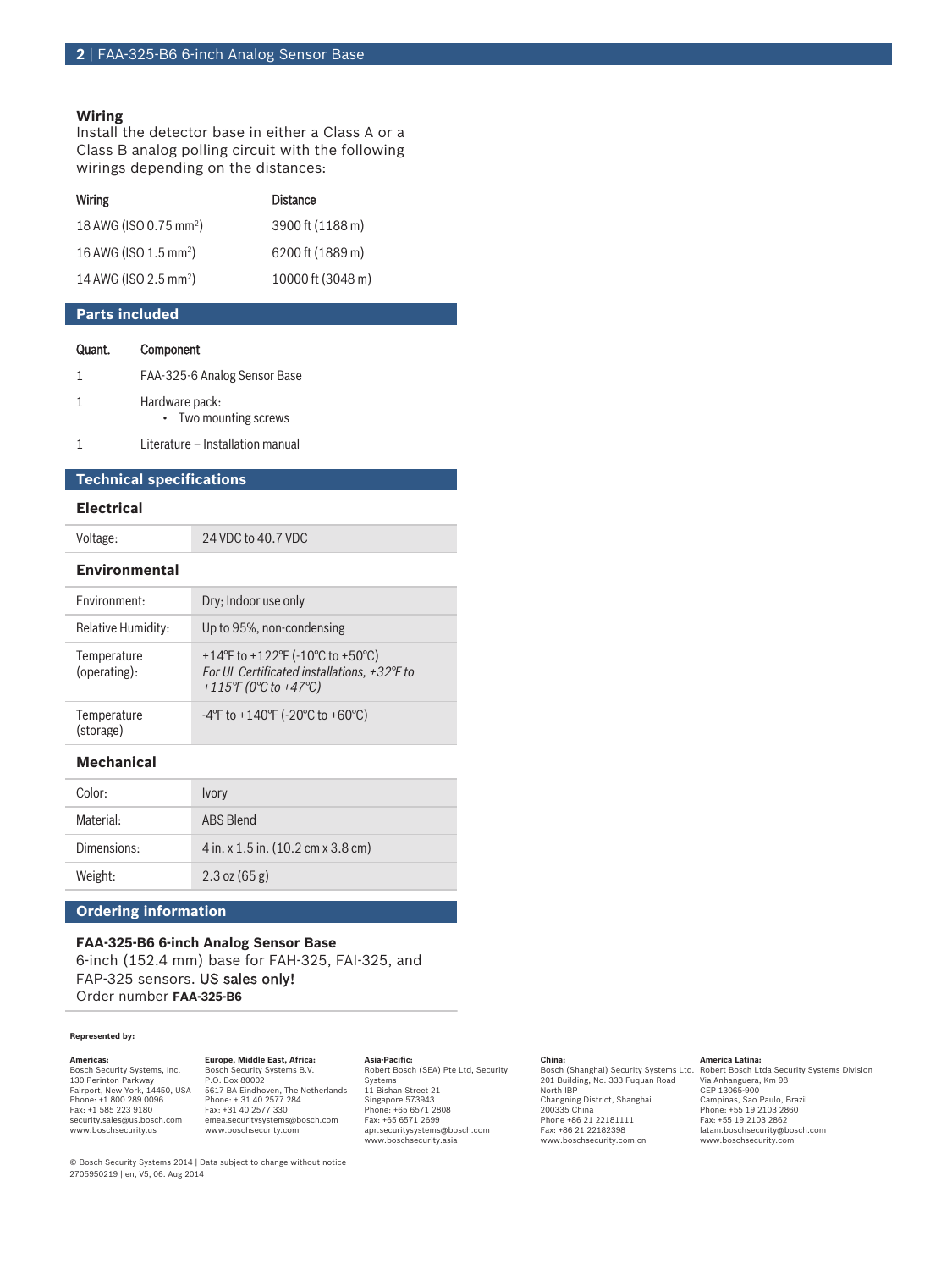### Wiring

Install the detector base in either a Class A or a Class B analog polling circuit with the following wirings depending on the distances:

| Wiring | Distance |
|---|---|
| 18 AWG (ISO 0.75 mm$^2$) | 3900 ft (1188 m) |
| 16 AWG (ISO 1.5 mm$^2$) | 6200 ft (1889 m) |
| 14 AWG (ISO 2.5 mm$^2$) | 10000 ft (3048 m) |

## Parts included

| Quant. | Component |
|---|---|
| 1 | FAA-325-6 Analog Sensor Base |
| 1 | Hardware pack:<br>• Two mounting screws |
| 1 | Literature – Installation manual |

## Technical specifications

### Electrical

| | |
|---|---|
| Voltage: | 24 VDC to 40.7 VDC |

### Environmental

| | |
|---|---|
| Environment: | Dry; Indoor use only |
| Relative Humidity: | Up to 95%, non-condensing |
| Temperature (operating): | +14°F to +122°F (-10°C to +50°C)<br>*For UL Certificated installations, +32°F to +115°F (0°C to +47°C)* |
| Temperature (storage) | -4°F to +140°F (-20°C to +60°C) |

### Mechanical

| | |
|---|---|
| Color: | Ivory |
| Material: | ABS Blend |
| Dimensions: | 4 in. x 1.5 in. (10.2 cm x 3.8 cm) |
| Weight: | 2.3 oz (65 g) |

## Ordering information

**FAA-325-B6 6-inch Analog Sensor Base**
6-inch (152.4 mm) base for FAH-325, FAI-325, and FAP-325 sensors. **US sales only!**
Order number **FAA-325-B6**

**Represented by:**

**Americas:**
Bosch Security Systems, Inc.
130 Perinton Parkway
Fairport, New York, 14450, USA
Phone: +1 800 289 0096
Fax: +1 585 223 9180
security.sales@us.bosch.com
www.boschsecurity.us

**Europe, Middle East, Africa:**
Bosch Security Systems B.V.
P.O. Box 80002
5617 BA Eindhoven, The Netherlands
Phone: + 31 40 2577 284
Fax: +31 40 2577 330
emea.securitysystems@bosch.com
www.boschsecurity.com

**Asia-Pacific:**
Robert Bosch (SEA) Pte Ltd, Security Systems
11 Bishan Street 21
Singapore 573943
Phone: +65 6571 2808
Fax: +65 6571 2699
apr.securitysystems@bosch.com
www.boschsecurity.asia

**China:**
Bosch (Shanghai) Security Systems Ltd.
201 Building, No. 333 Fuquan Road
North IBP
Changning District, Shanghai
200335 China
Phone +86 21 22181111
Fax: +86 21 22182398
www.boschsecurity.com.cn

**America Latina:**
Robert Bosch Ltda Security Systems Division
Via Anhanguera, Km 98
CEP 13065-900
Campinas, Sao Paulo, Brazil
Phone: +55 19 2103 2860
Fax: +55 19 2103 2862
latam.boschsecurity@bosch.com
www.boschsecurity.com

© Bosch Security Systems 2014 | Data subject to change without notice
2705950219 | en, V5, 06. Aug 2014